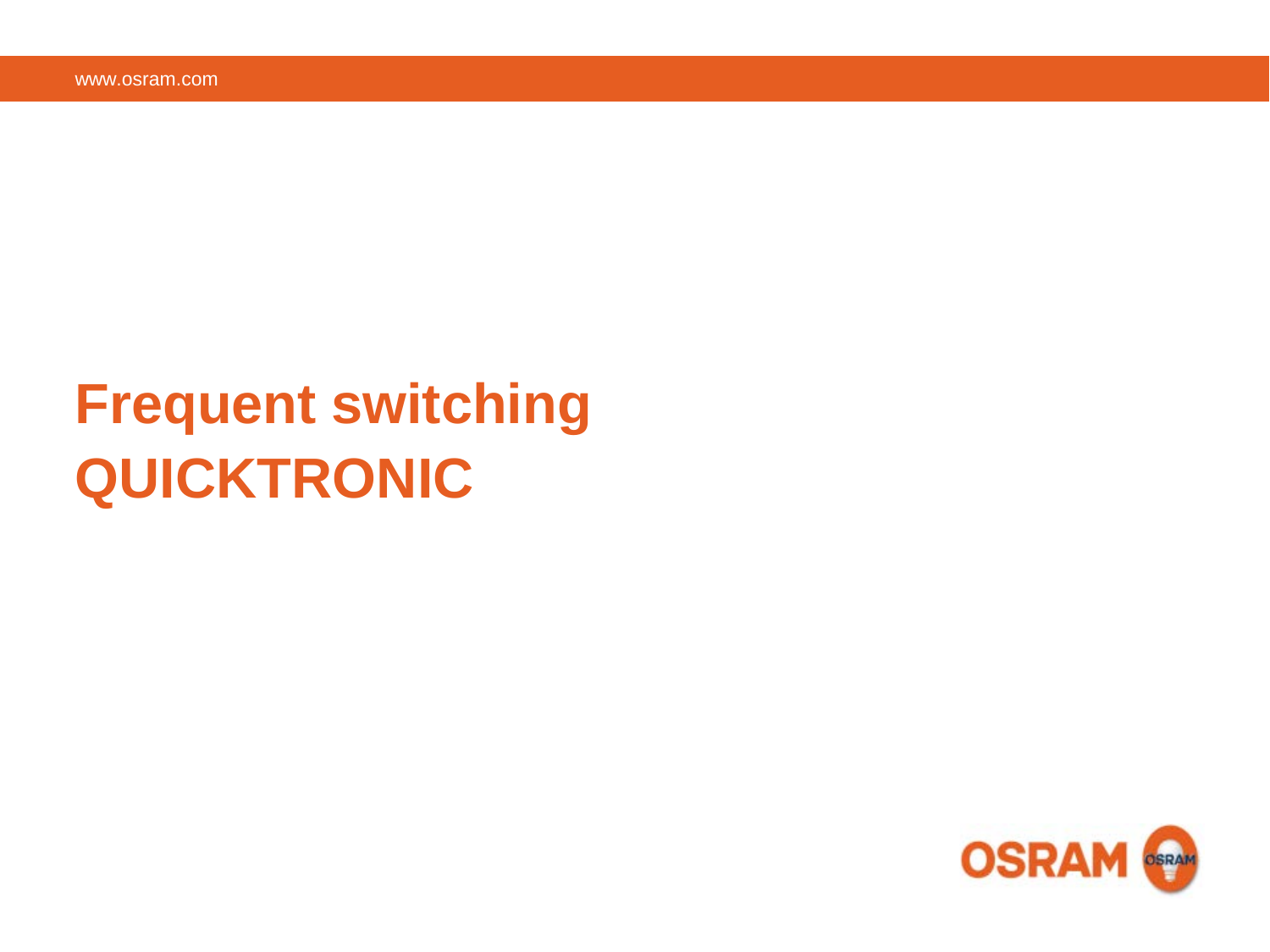# Frequent switching
# QUICKTRONIC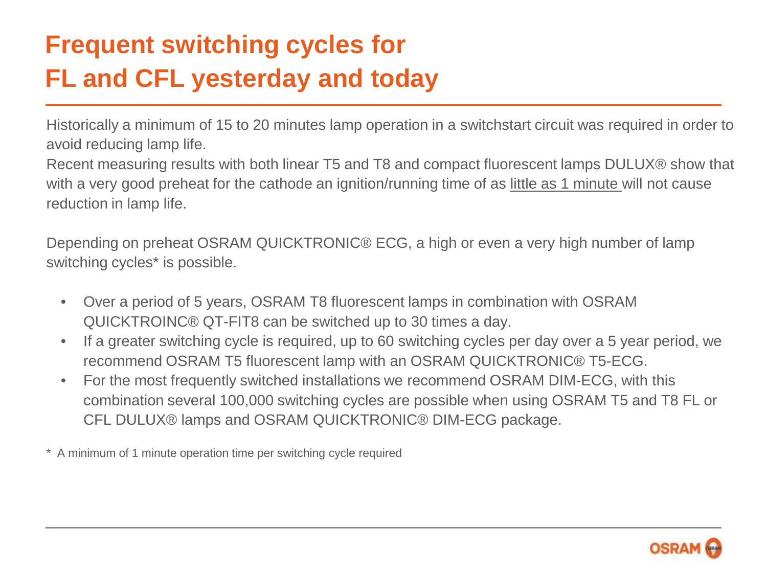# Frequent switching cycles for FL and CFL yesterday and today

Historically a minimum of 15 to 20 minutes lamp operation in a switchstart circuit was required in order to avoid reducing lamp life.

Recent measuring results with both linear T5 and T8 and compact fluorescent lamps DULUX® show that with a very good preheat for the cathode an ignition/running time of as <u>little as 1 minute</u> will not cause reduction in lamp life.

Depending on preheat OSRAM QUICKTRONIC® ECG, a high or even a very high number of lamp switching cycles* is possible.

- Over a period of 5 years, OSRAM T8 fluorescent lamps in combination with OSRAM QUICKTROINC® QT-FIT8 can be switched up to 30 times a day.
- If a greater switching cycle is required, up to 60 switching cycles per day over a 5 year period, we recommend OSRAM T5 fluorescent lamp with an OSRAM QUICKTRONIC® T5-ECG.
- For the most frequently switched installations we recommend OSRAM DIM-ECG, with this combination several 100,000 switching cycles are possible when using OSRAM T5 and T8 FL or CFL DULUX® lamps and OSRAM QUICKTRONIC® DIM-ECG package.

* A minimum of 1 minute operation time per switching cycle required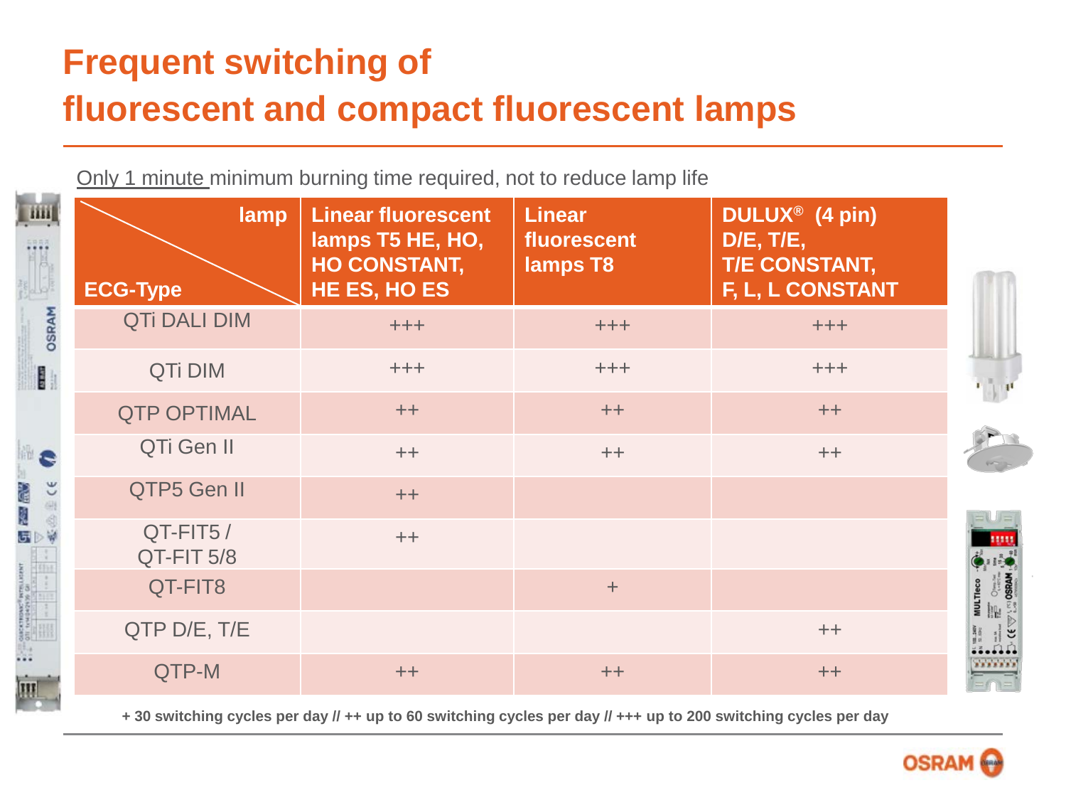# Frequent switching of fluorescent and compact fluorescent lamps

Only 1 minute minimum burning time required, not to reduce lamp life

| ECG-Type \ lamp | Linear fluorescent lamps T5 HE, HO, HO CONSTANT, HE ES, HO ES | Linear fluorescent lamps T8 | DULUX® (4 pin) D/E, T/E, T/E CONSTANT, F, L, L CONSTANT |
|---|---|---|---|
| QTi DALI DIM | +++ | +++ | +++ |
| QTi DIM | +++ | +++ | +++ |
| QTP OPTIMAL | ++ | ++ | ++ |
| QTi Gen II | ++ | ++ | ++ |
| QTP5 Gen II | ++ | | |
| QT-FIT5 / QT-FIT 5/8 | ++ | | |
| QT-FIT8 | | + | |
| QTP D/E, T/E | | | ++ |
| QTP-M | ++ | ++ | ++ |

**+ 30 switching cycles per day // ++ up to 60 switching cycles per day // +++ up to 200 switching cycles per day**